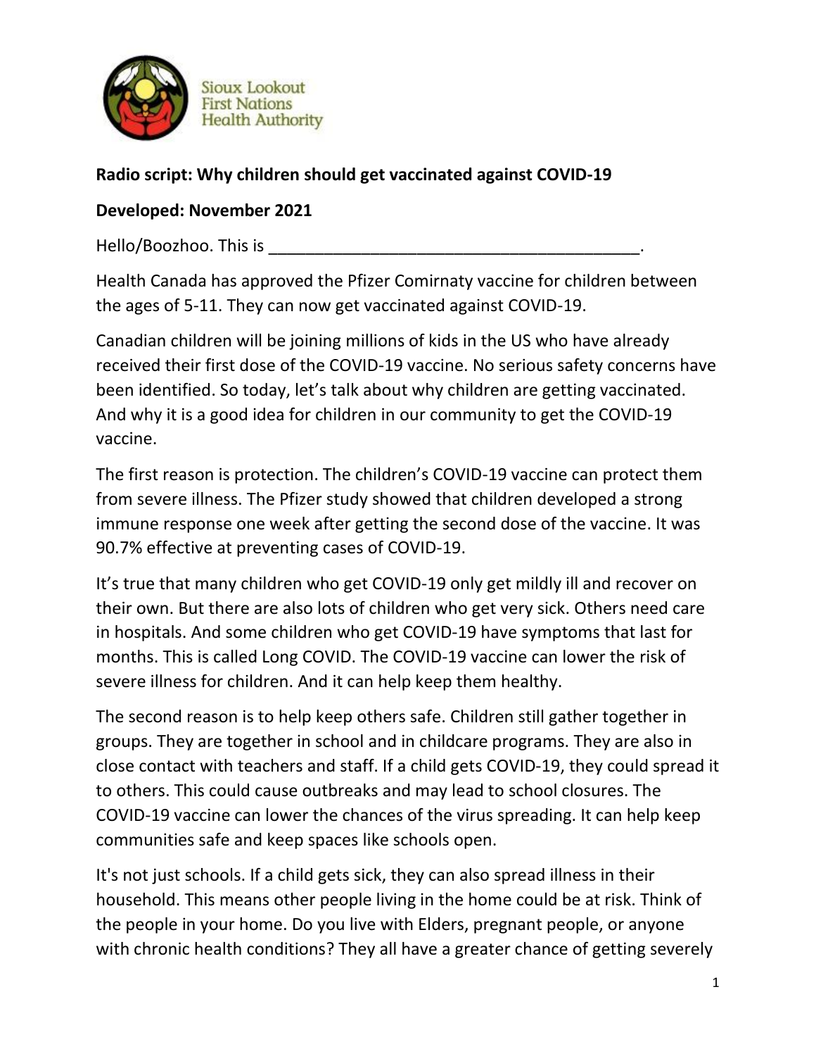Sioux Lookout First Nations Health Authority

**Radio script: Why children should get vaccinated against COVID-19**

**Developed: November 2021**

Hello/Boozhoo. This is ________________________________________.

Health Canada has approved the Pfizer Comirnaty vaccine for children between the ages of 5-11. They can now get vaccinated against COVID-19.

Canadian children will be joining millions of kids in the US who have already received their first dose of the COVID-19 vaccine. No serious safety concerns have been identified. So today, let's talk about why children are getting vaccinated. And why it is a good idea for children in our community to get the COVID-19 vaccine.

The first reason is protection. The children's COVID-19 vaccine can protect them from severe illness. The Pfizer study showed that children developed a strong immune response one week after getting the second dose of the vaccine. It was 90.7% effective at preventing cases of COVID-19.

It's true that many children who get COVID-19 only get mildly ill and recover on their own. But there are also lots of children who get very sick. Others need care in hospitals. And some children who get COVID-19 have symptoms that last for months. This is called Long COVID. The COVID-19 vaccine can lower the risk of severe illness for children. And it can help keep them healthy.

The second reason is to help keep others safe. Children still gather together in groups. They are together in school and in childcare programs. They are also in close contact with teachers and staff. If a child gets COVID-19, they could spread it to others. This could cause outbreaks and may lead to school closures. The COVID-19 vaccine can lower the chances of the virus spreading. It can help keep communities safe and keep spaces like schools open.

It's not just schools. If a child gets sick, they can also spread illness in their household. This means other people living in the home could be at risk. Think of the people in your home. Do you live with Elders, pregnant people, or anyone with chronic health conditions? They all have a greater chance of getting severely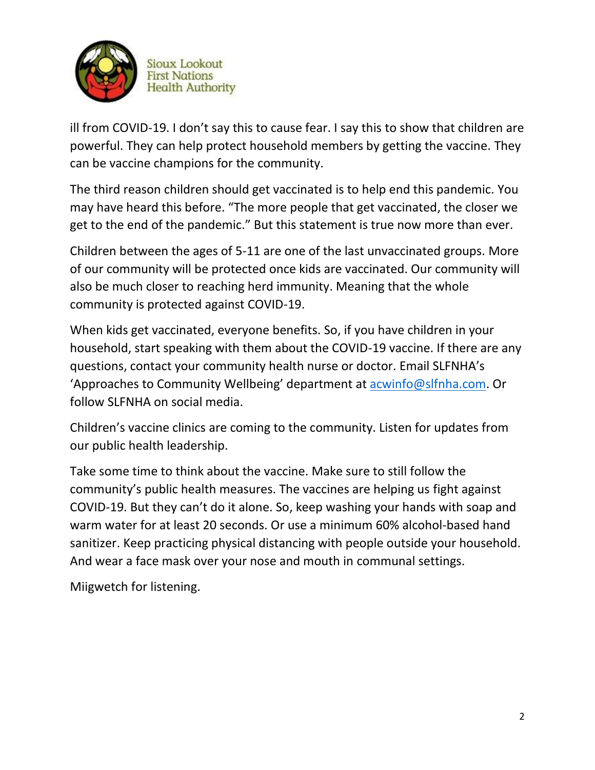ill from COVID-19. I don't say this to cause fear. I say this to show that children are powerful. They can help protect household members by getting the vaccine. They can be vaccine champions for the community.

The third reason children should get vaccinated is to help end this pandemic. You may have heard this before. "The more people that get vaccinated, the closer we get to the end of the pandemic." But this statement is true now more than ever.

Children between the ages of 5-11 are one of the last unvaccinated groups. More of our community will be protected once kids are vaccinated. Our community will also be much closer to reaching herd immunity. Meaning that the whole community is protected against COVID-19.

When kids get vaccinated, everyone benefits. So, if you have children in your household, start speaking with them about the COVID-19 vaccine. If there are any questions, contact your community health nurse or doctor. Email SLFNHA's 'Approaches to Community Wellbeing' department at acwinfo@slfnha.com. Or follow SLFNHA on social media.

Children's vaccine clinics are coming to the community. Listen for updates from our public health leadership.

Take some time to think about the vaccine. Make sure to still follow the community's public health measures. The vaccines are helping us fight against COVID-19. But they can't do it alone. So, keep washing your hands with soap and warm water for at least 20 seconds. Or use a minimum 60% alcohol-based hand sanitizer. Keep practicing physical distancing with people outside your household. And wear a face mask over your nose and mouth in communal settings.

Miigwetch for listening.